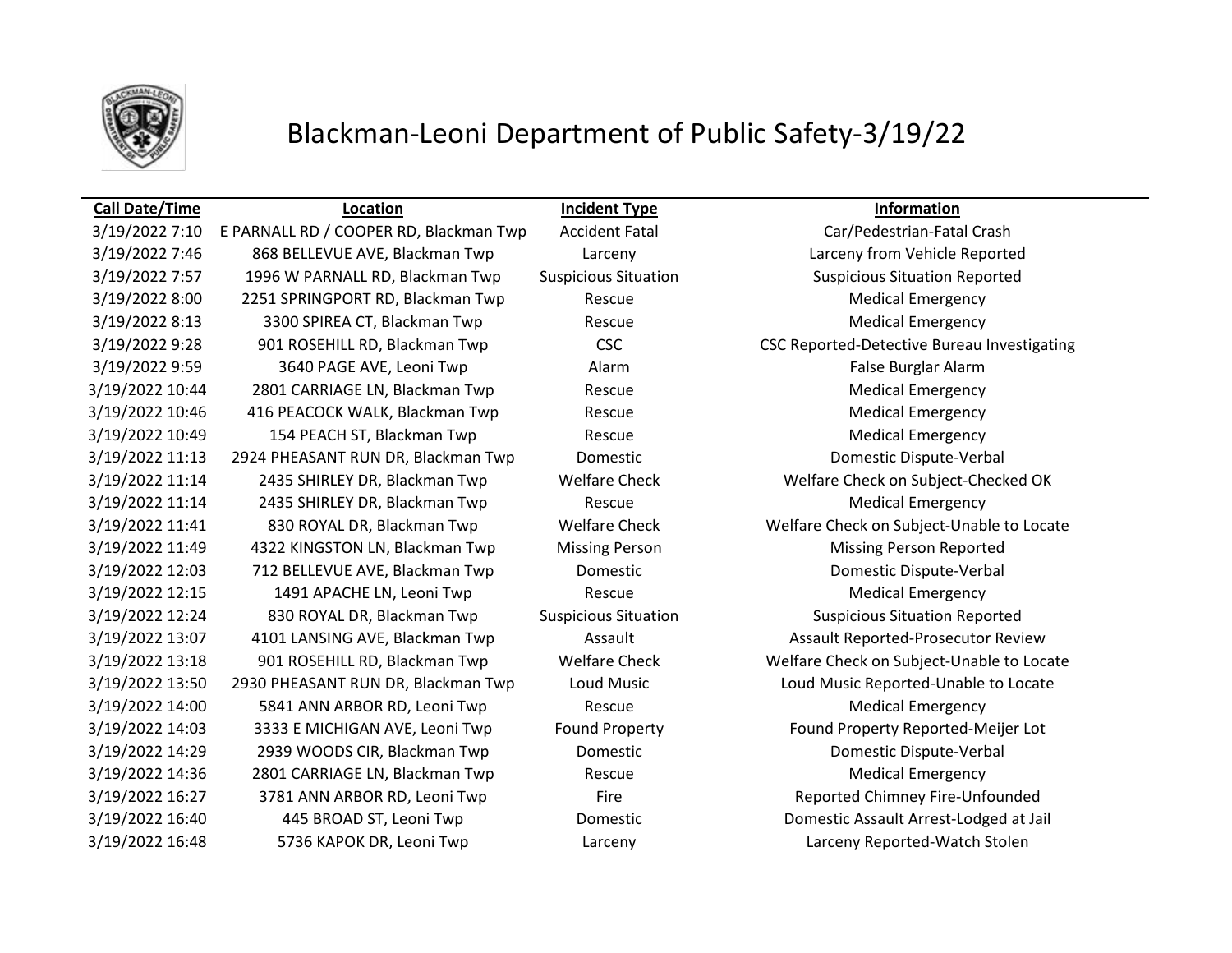# Blackman-Leoni Department of Public Safety-3/19/22

| Call Date/Time | Location | Incident Type | Information |
|---|---|---|---|
| 3/19/2022 7:10 | E PARNALL RD / COOPER RD, Blackman Twp | Accident Fatal | Car/Pedestrian-Fatal Crash |
| 3/19/2022 7:46 | 868 BELLEVUE AVE, Blackman Twp | Larceny | Larceny from Vehicle Reported |
| 3/19/2022 7:57 | 1996 W PARNALL RD, Blackman Twp | Suspicious Situation | Suspicious Situation Reported |
| 3/19/2022 8:00 | 2251 SPRINGPORT RD, Blackman Twp | Rescue | Medical Emergency |
| 3/19/2022 8:13 | 3300 SPIREA CT, Blackman Twp | Rescue | Medical Emergency |
| 3/19/2022 9:28 | 901 ROSEHILL RD, Blackman Twp | CSC | CSC Reported-Detective Bureau Investigating |
| 3/19/2022 9:59 | 3640 PAGE AVE, Leoni Twp | Alarm | False Burglar Alarm |
| 3/19/2022 10:44 | 2801 CARRIAGE LN, Blackman Twp | Rescue | Medical Emergency |
| 3/19/2022 10:46 | 416 PEACOCK WALK, Blackman Twp | Rescue | Medical Emergency |
| 3/19/2022 10:49 | 154 PEACH ST, Blackman Twp | Rescue | Medical Emergency |
| 3/19/2022 11:13 | 2924 PHEASANT RUN DR, Blackman Twp | Domestic | Domestic Dispute-Verbal |
| 3/19/2022 11:14 | 2435 SHIRLEY DR, Blackman Twp | Welfare Check | Welfare Check on Subject-Checked OK |
| 3/19/2022 11:14 | 2435 SHIRLEY DR, Blackman Twp | Rescue | Medical Emergency |
| 3/19/2022 11:41 | 830 ROYAL DR, Blackman Twp | Welfare Check | Welfare Check on Subject-Unable to Locate |
| 3/19/2022 11:49 | 4322 KINGSTON LN, Blackman Twp | Missing Person | Missing Person Reported |
| 3/19/2022 12:03 | 712 BELLEVUE AVE, Blackman Twp | Domestic | Domestic Dispute-Verbal |
| 3/19/2022 12:15 | 1491 APACHE LN, Leoni Twp | Rescue | Medical Emergency |
| 3/19/2022 12:24 | 830 ROYAL DR, Blackman Twp | Suspicious Situation | Suspicious Situation Reported |
| 3/19/2022 13:07 | 4101 LANSING AVE, Blackman Twp | Assault | Assault Reported-Prosecutor Review |
| 3/19/2022 13:18 | 901 ROSEHILL RD, Blackman Twp | Welfare Check | Welfare Check on Subject-Unable to Locate |
| 3/19/2022 13:50 | 2930 PHEASANT RUN DR, Blackman Twp | Loud Music | Loud Music Reported-Unable to Locate |
| 3/19/2022 14:00 | 5841 ANN ARBOR RD, Leoni Twp | Rescue | Medical Emergency |
| 3/19/2022 14:03 | 3333 E MICHIGAN AVE, Leoni Twp | Found Property | Found Property Reported-Meijer Lot |
| 3/19/2022 14:29 | 2939 WOODS CIR, Blackman Twp | Domestic | Domestic Dispute-Verbal |
| 3/19/2022 14:36 | 2801 CARRIAGE LN, Blackman Twp | Rescue | Medical Emergency |
| 3/19/2022 16:27 | 3781 ANN ARBOR RD, Leoni Twp | Fire | Reported Chimney Fire-Unfounded |
| 3/19/2022 16:40 | 445 BROAD ST, Leoni Twp | Domestic | Domestic Assault Arrest-Lodged at Jail |
| 3/19/2022 16:48 | 5736 KAPOK DR, Leoni Twp | Larceny | Larceny Reported-Watch Stolen |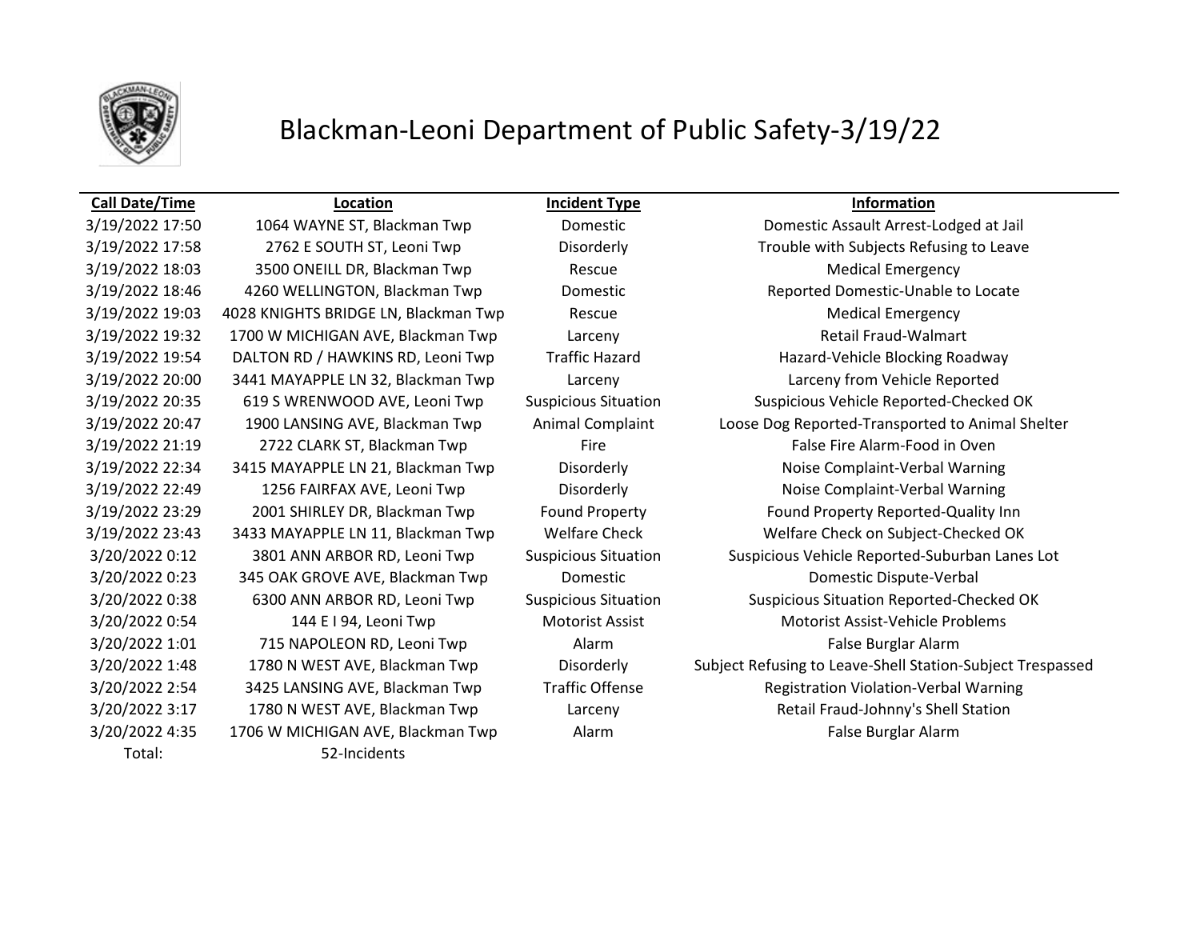# Blackman-Leoni Department of Public Safety-3/19/22

| Call Date/Time | Location | Incident Type | Information |
|---|---|---|---|
| 3/19/2022 17:50 | 1064 WAYNE ST, Blackman Twp | Domestic | Domestic Assault Arrest-Lodged at Jail |
| 3/19/2022 17:58 | 2762 E SOUTH ST, Leoni Twp | Disorderly | Trouble with Subjects Refusing to Leave |
| 3/19/2022 18:03 | 3500 ONEILL DR, Blackman Twp | Rescue | Medical Emergency |
| 3/19/2022 18:46 | 4260 WELLINGTON, Blackman Twp | Domestic | Reported Domestic-Unable to Locate |
| 3/19/2022 19:03 | 4028 KNIGHTS BRIDGE LN, Blackman Twp | Rescue | Medical Emergency |
| 3/19/2022 19:32 | 1700 W MICHIGAN AVE, Blackman Twp | Larceny | Retail Fraud-Walmart |
| 3/19/2022 19:54 | DALTON RD / HAWKINS RD, Leoni Twp | Traffic Hazard | Hazard-Vehicle Blocking Roadway |
| 3/19/2022 20:00 | 3441 MAYAPPLE LN 32, Blackman Twp | Larceny | Larceny from Vehicle Reported |
| 3/19/2022 20:35 | 619 S WRENWOOD AVE, Leoni Twp | Suspicious Situation | Suspicious Vehicle Reported-Checked OK |
| 3/19/2022 20:47 | 1900 LANSING AVE, Blackman Twp | Animal Complaint | Loose Dog Reported-Transported to Animal Shelter |
| 3/19/2022 21:19 | 2722 CLARK ST, Blackman Twp | Fire | False Fire Alarm-Food in Oven |
| 3/19/2022 22:34 | 3415 MAYAPPLE LN 21, Blackman Twp | Disorderly | Noise Complaint-Verbal Warning |
| 3/19/2022 22:49 | 1256 FAIRFAX AVE, Leoni Twp | Disorderly | Noise Complaint-Verbal Warning |
| 3/19/2022 23:29 | 2001 SHIRLEY DR, Blackman Twp | Found Property | Found Property Reported-Quality Inn |
| 3/19/2022 23:43 | 3433 MAYAPPLE LN 11, Blackman Twp | Welfare Check | Welfare Check on Subject-Checked OK |
| 3/20/2022 0:12 | 3801 ANN ARBOR RD, Leoni Twp | Suspicious Situation | Suspicious Vehicle Reported-Suburban Lanes Lot |
| 3/20/2022 0:23 | 345 OAK GROVE AVE, Blackman Twp | Domestic | Domestic Dispute-Verbal |
| 3/20/2022 0:38 | 6300 ANN ARBOR RD, Leoni Twp | Suspicious Situation | Suspicious Situation Reported-Checked OK |
| 3/20/2022 0:54 | 144 E I 94, Leoni Twp | Motorist Assist | Motorist Assist-Vehicle Problems |
| 3/20/2022 1:01 | 715 NAPOLEON RD, Leoni Twp | Alarm | False Burglar Alarm |
| 3/20/2022 1:48 | 1780 N WEST AVE, Blackman Twp | Disorderly | Subject Refusing to Leave-Shell Station-Subject Trespassed |
| 3/20/2022 2:54 | 3425 LANSING AVE, Blackman Twp | Traffic Offense | Registration Violation-Verbal Warning |
| 3/20/2022 3:17 | 1780 N WEST AVE, Blackman Twp | Larceny | Retail Fraud-Johnny's Shell Station |
| 3/20/2022 4:35 | 1706 W MICHIGAN AVE, Blackman Twp | Alarm | False Burglar Alarm |
| Total: | 52-Incidents | | |